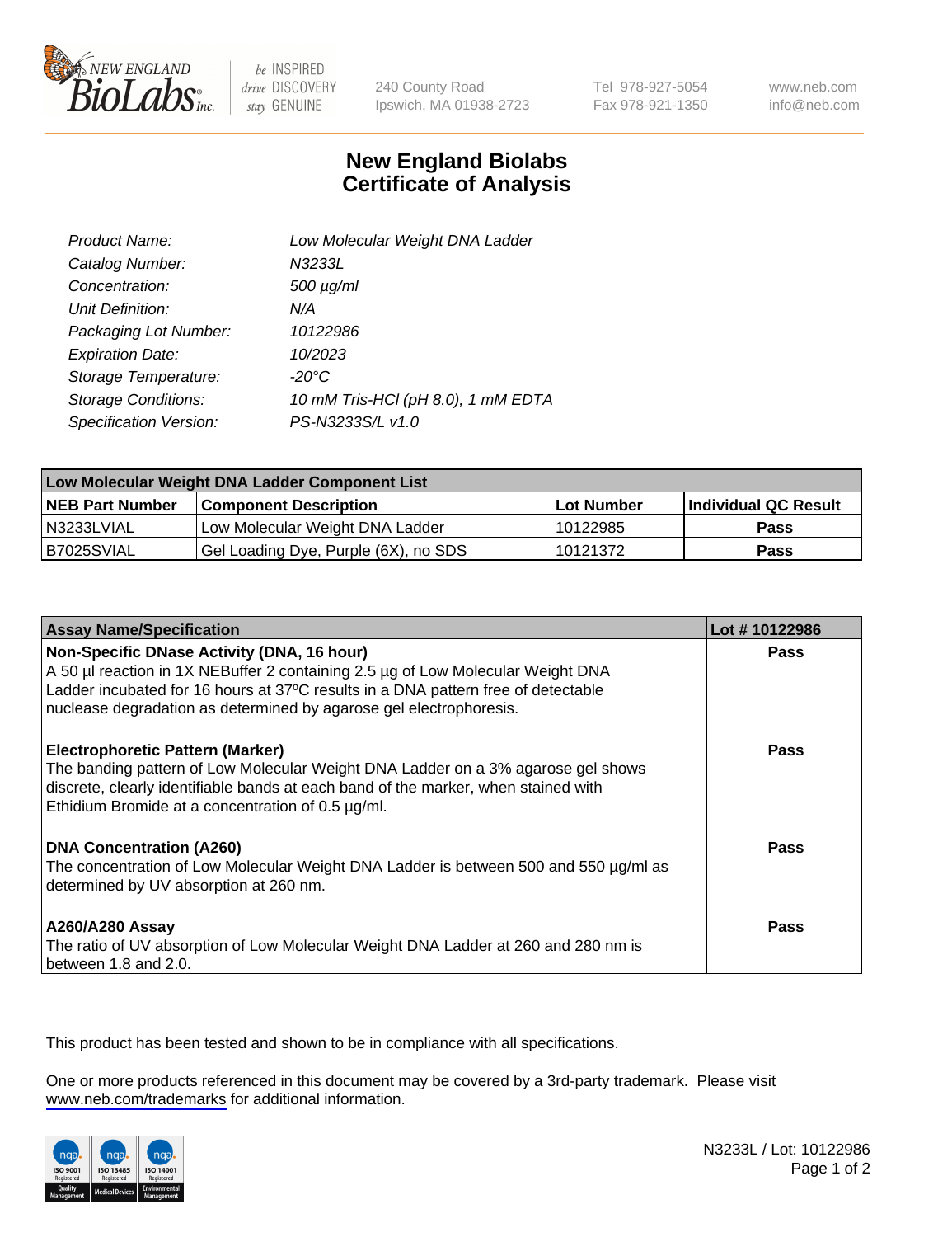# New England Biolabs Certificate of Analysis

| | |
|---|---|
| Product Name: | Low Molecular Weight DNA Ladder |
| Catalog Number: | N3233L |
| Concentration: | 500 µg/ml |
| Unit Definition: | N/A |
| Packaging Lot Number: | 10122986 |
| Expiration Date: | 10/2023 |
| Storage Temperature: | -20°C |
| Storage Conditions: | 10 mM Tris-HCl (pH 8.0), 1 mM EDTA |
| Specification Version: | PS-N3233S/L v1.0 |

| Low Molecular Weight DNA Ladder Component List | | | |
|---|---|---|---|
| **NEB Part Number** | **Component Description** | **Lot Number** | **Individual QC Result** |
| N3233LVIAL | Low Molecular Weight DNA Ladder | 10122985 | Pass |
| B7025SVIAL | Gel Loading Dye, Purple (6X), no SDS | 10121372 | Pass |

| Assay Name/Specification | Lot # 10122986 |
|---|---|
| **Non-Specific DNase Activity (DNA, 16 hour)**<br>A 50 µl reaction in 1X NEBuffer 2 containing 2.5 µg of Low Molecular Weight DNA Ladder incubated for 16 hours at 37ºC results in a DNA pattern free of detectable nuclease degradation as determined by agarose gel electrophoresis. | Pass |
| **Electrophoretic Pattern (Marker)**<br>The banding pattern of Low Molecular Weight DNA Ladder on a 3% agarose gel shows discrete, clearly identifiable bands at each band of the marker, when stained with Ethidium Bromide at a concentration of 0.5 µg/ml. | Pass |
| **DNA Concentration (A260)**<br>The concentration of Low Molecular Weight DNA Ladder is between 500 and 550 µg/ml as determined by UV absorption at 260 nm. | Pass |
| **A260/A280 Assay**<br>The ratio of UV absorption of Low Molecular Weight DNA Ladder at 260 and 280 nm is between 1.8 and 2.0. | Pass |

This product has been tested and shown to be in compliance with all specifications.

One or more products referenced in this document may be covered by a 3rd-party trademark. Please visit www.neb.com/trademarks for additional information.

N3233L / Lot: 10122986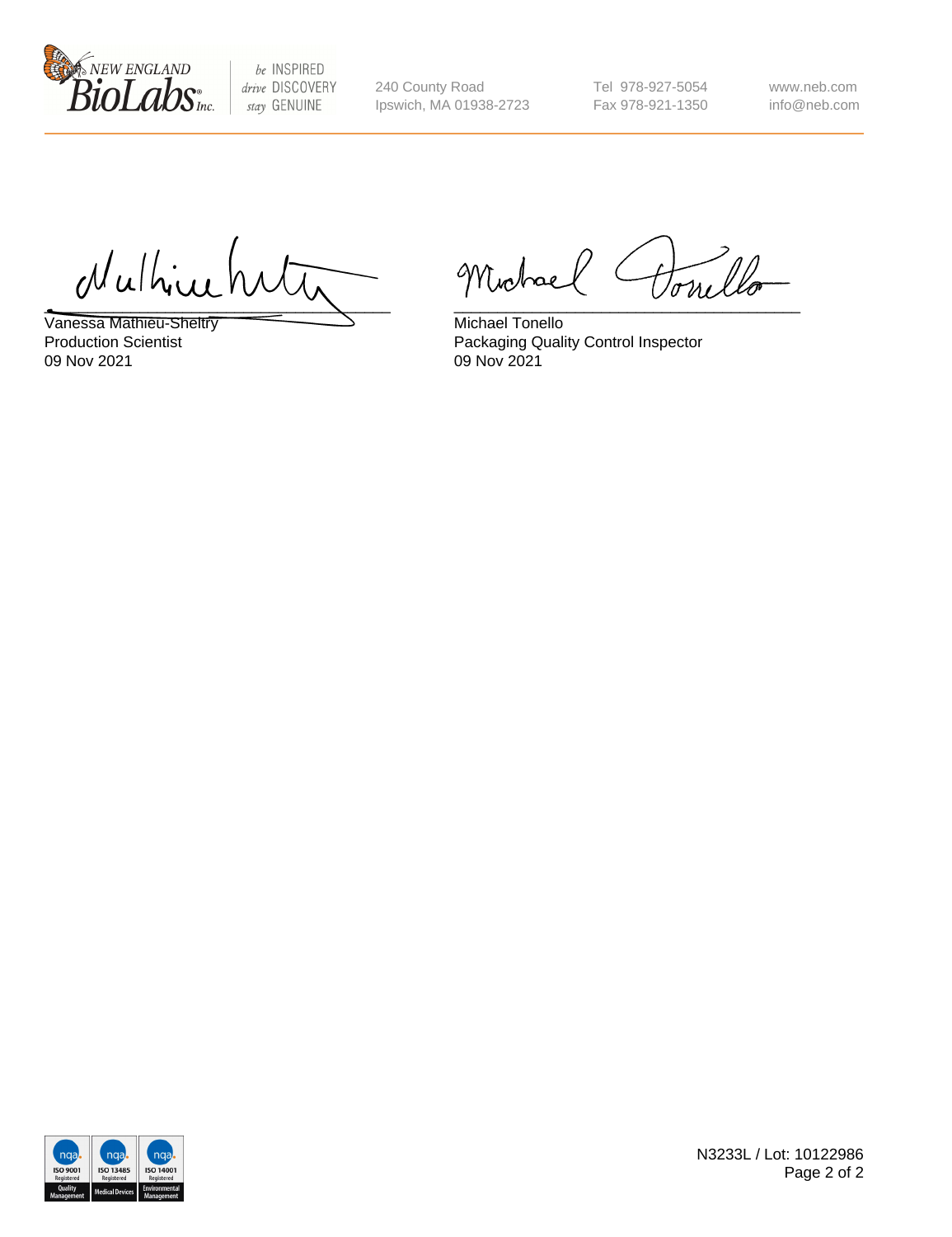240 County Road
Ipswich, MA 01938-2723

Tel 978-927-5054
Fax 978-921-1350

www.neb.com
info@neb.com

Vanessa Mathieu-Sheltry
Production Scientist
09 Nov 2021

Michael Tonello
Packaging Quality Control Inspector
09 Nov 2021

N3233L / Lot: 10122986